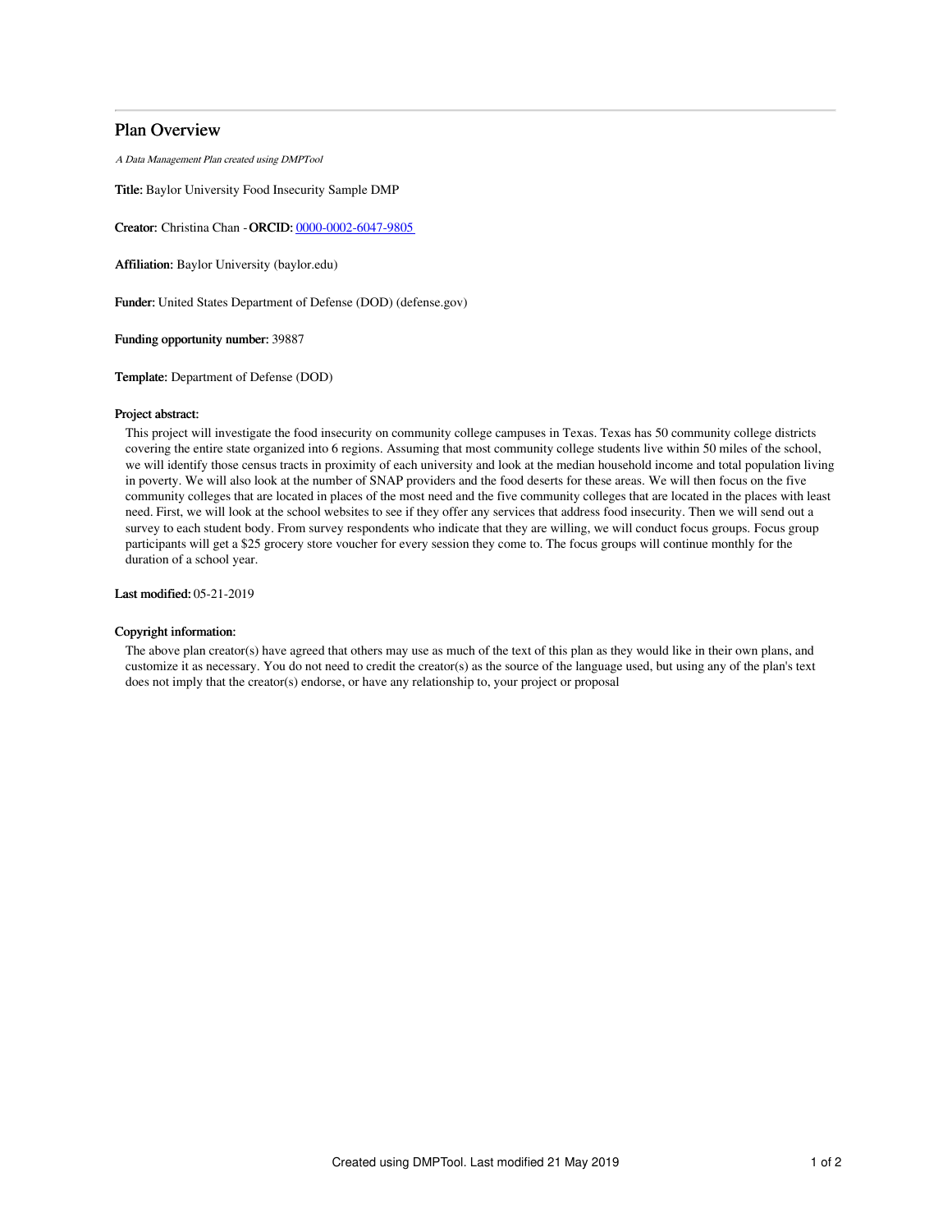## Plan Overview

*A Data Management Plan created using DMPTool*

**Title:** Baylor University Food Insecurity Sample DMP

**Creator:** Christina Chan - **ORCID:** [0000-0002-6047-9805](0000-0002-6047-9805)

**Affiliation:** Baylor University (baylor.edu)

**Funder:** United States Department of Defense (DOD) (defense.gov)

**Funding opportunity number:** 39887

**Template:** Department of Defense (DOD)

**Project abstract:**

This project will investigate the food insecurity on community college campuses in Texas. Texas has 50 community college districts covering the entire state organized into 6 regions. Assuming that most community college students live within 50 miles of the school, we will identify those census tracts in proximity of each university and look at the median household income and total population living in poverty. We will also look at the number of SNAP providers and the food deserts for these areas. We will then focus on the five community colleges that are located in places of the most need and the five community colleges that are located in the places with least need. First, we will look at the school websites to see if they offer any services that address food insecurity. Then we will send out a survey to each student body. From survey respondents who indicate that they are willing, we will conduct focus groups. Focus group participants will get a $25 grocery store voucher for every session they come to. The focus groups will continue monthly for the duration of a school year.

**Last modified:** 05-21-2019

**Copyright information:**

The above plan creator(s) have agreed that others may use as much of the text of this plan as they would like in their own plans, and customize it as necessary. You do not need to credit the creator(s) as the source of the language used, but using any of the plan's text does not imply that the creator(s) endorse, or have any relationship to, your project or proposal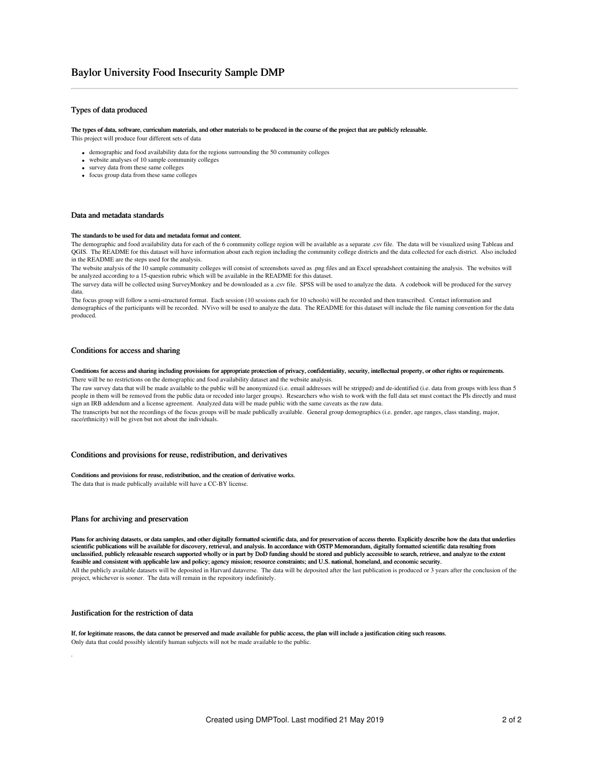# Baylor University Food Insecurity Sample DMP

## Types of data produced

**The types of data, software, curriculum materials, and other materials to be produced in the course of the project that are publicly releasable.**

This project will produce four different sets of data

- demographic and food availability data for the regions surrounding the 50 community colleges
- website analyses of 10 sample community colleges
- survey data from these same colleges
- focus group data from these same colleges

## Data and metadata standards

**The standards to be used for data and metadata format and content.**

The demographic and food availability data for each of the 6 community college region will be available as a separate .csv file. The data will be visualized using Tableau and QGIS. The README for this dataset will have information about each region including the community college districts and the data collected for each district. Also included in the README are the steps used for the analysis.

The website analysis of the 10 sample community colleges will consist of screenshots saved as .png files and an Excel spreadsheet containing the analysis. The websites will be analyzed according to a 15-question rubric which will be available in the README for this dataset.

The survey data will be collected using SurveyMonkey and be downloaded as a .csv file. SPSS will be used to analyze the data. A codebook will be produced for the survey data.

The focus group will follow a semi-structured format. Each session (10 sessions each for 10 schools) will be recorded and then transcribed. Contact information and demographics of the participants will be recorded. NVivo will be used to analyze the data. The README for this dataset will include the file naming convention for the data produced.

## Conditions for access and sharing

**Conditions for access and sharing including provisions for appropriate protection of privacy, confidentiality, security, intellectual property, or other rights or requirements.**

There will be no restrictions on the demographic and food availability dataset and the website analysis.

The raw survey data that will be made available to the public will be anonymized (i.e. email addresses will be stripped) and de-identified (i.e. data from groups with less than 5 people in them will be removed from the public data or recoded into larger groups). Researchers who wish to work with the full data set must contact the PIs directly and must sign an IRB addendum and a license agreement. Analyzed data will be made public with the same caveats as the raw data.

The transcripts but not the recordings of the focus groups will be made publically available. General group demographics (i.e. gender, age ranges, class standing, major, race/ethnicity) will be given but not about the individuals.

## Conditions and provisions for reuse, redistribution, and derivatives

**Conditions and provisions for reuse, redistribution, and the creation of derivative works.**

The data that is made publically available will have a CC-BY license.

## Plans for archiving and preservation

**Plans for archiving datasets, or data samples, and other digitally formatted scientific data, and for preservation of access thereto. Explicitly describe how the data that underlies scientific publications will be available for discovery, retrieval, and analysis. In accordance with OSTP Memorandum, digitally formatted scientific data resulting from unclassified, publicly releasable research supported wholly or in part by DoD funding should be stored and publicly accessible to search, retrieve, and analyze to the extent feasible and consistent with applicable law and policy; agency mission; resource constraints; and U.S. national, homeland, and economic security.**

All the publicly available datasets will be deposited in Harvard dataverse. The data will be deposited after the last publication is produced or 3 years after the conclusion of the project, whichever is sooner. The data will remain in the repository indefinitely.

## Justification for the restriction of data

**If, for legitimate reasons, the data cannot be preserved and made available for public access, the plan will include a justification citing such reasons.**

Only data that could possibly identify human subjects will not be made available to the public.

Created using DMPTool. Last modified 21 May 2019